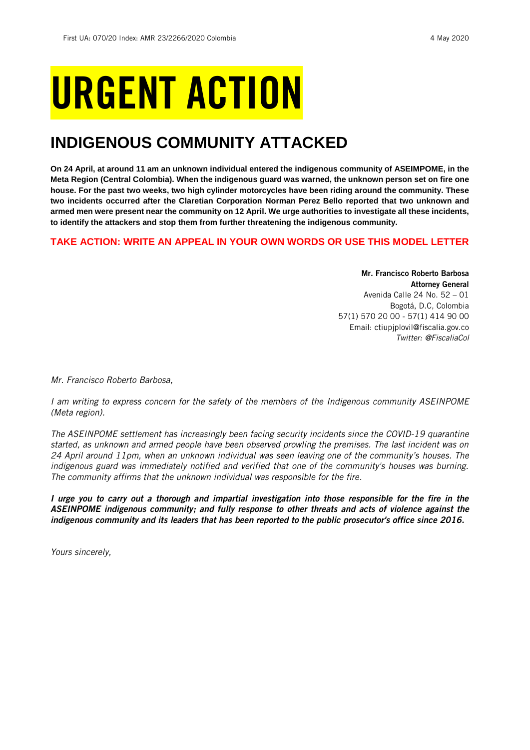First UA: 070/20 Index: AMR 23/2266/2020 Colombia 4 May 2020

# URGENT ACTION

## INDIGENOUS COMMUNITY ATTACKED

**On 24 April, at around 11 am an unknown individual entered the indigenous community of ASEIMPOME, in the Meta Region (Central Colombia). When the indigenous guard was warned, the unknown person set on fire one house. For the past two weeks, two high cylinder motorcycles have been riding around the community. These two incidents occurred after the Claretian Corporation Norman Perez Bello reported that two unknown and armed men were present near the community on 12 April. We urge authorities to investigate all these incidents, to identify the attackers and stop them from further threatening the indigenous community.**

**TAKE ACTION: WRITE AN APPEAL IN YOUR OWN WORDS OR USE THIS MODEL LETTER**

**Mr. Francisco Roberto Barbosa**
**Attorney General**
Avenida Calle 24 No. 52 – 01
Bogotá, D.C, Colombia
57(1) 570 20 00 - 57(1) 414 90 00
Email: ctiupjplovil@fiscalia.gov.co
*Twitter: @FiscaliaCol*

*Mr. Francisco Roberto Barbosa,*

*I am writing to express concern for the safety of the members of the Indigenous community ASEINPOME (Meta region).*

*The ASEINPOME settlement has increasingly been facing security incidents since the COVID-19 quarantine started, as unknown and armed people have been observed prowling the premises. The last incident was on 24 April around 11pm, when an unknown individual was seen leaving one of the community's houses. The indigenous guard was immediately notified and verified that one of the community's houses was burning. The community affirms that the unknown individual was responsible for the fire.*

***I urge you to carry out a thorough and impartial investigation into those responsible for the fire in the ASEINPOME indigenous community; and fully response to other threats and acts of violence against the indigenous community and its leaders that has been reported to the public prosecutor's office since 2016.***

*Yours sincerely,*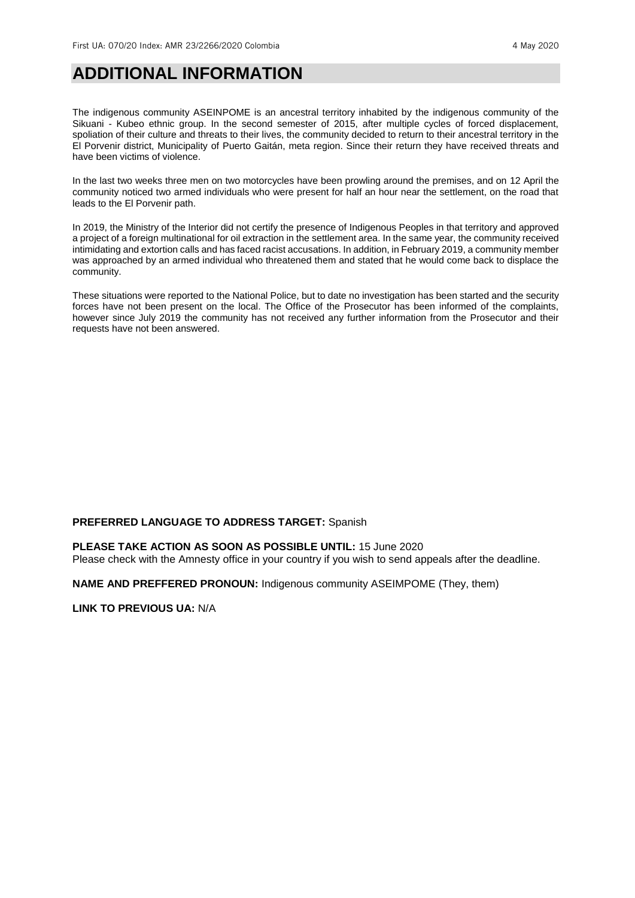# ADDITIONAL INFORMATION

The indigenous community ASEINPOME is an ancestral territory inhabited by the indigenous community of the Sikuani - Kubeo ethnic group. In the second semester of 2015, after multiple cycles of forced displacement, spoliation of their culture and threats to their lives, the community decided to return to their ancestral territory in the El Porvenir district, Municipality of Puerto Gaitán, meta region. Since their return they have received threats and have been victims of violence.

In the last two weeks three men on two motorcycles have been prowling around the premises, and on 12 April the community noticed two armed individuals who were present for half an hour near the settlement, on the road that leads to the El Porvenir path.

In 2019, the Ministry of the Interior did not certify the presence of Indigenous Peoples in that territory and approved a project of a foreign multinational for oil extraction in the settlement area. In the same year, the community received intimidating and extortion calls and has faced racist accusations. In addition, in February 2019, a community member was approached by an armed individual who threatened them and stated that he would come back to displace the community.

These situations were reported to the National Police, but to date no investigation has been started and the security forces have not been present on the local. The Office of the Prosecutor has been informed of the complaints, however since July 2019 the community has not received any further information from the Prosecutor and their requests have not been answered.

**PREFERRED LANGUAGE TO ADDRESS TARGET:** Spanish

**PLEASE TAKE ACTION AS SOON AS POSSIBLE UNTIL:** 15 June 2020
Please check with the Amnesty office in your country if you wish to send appeals after the deadline.

**NAME AND PREFFERED PRONOUN:** Indigenous community ASEIMPOME (They, them)

**LINK TO PREVIOUS UA:** N/A